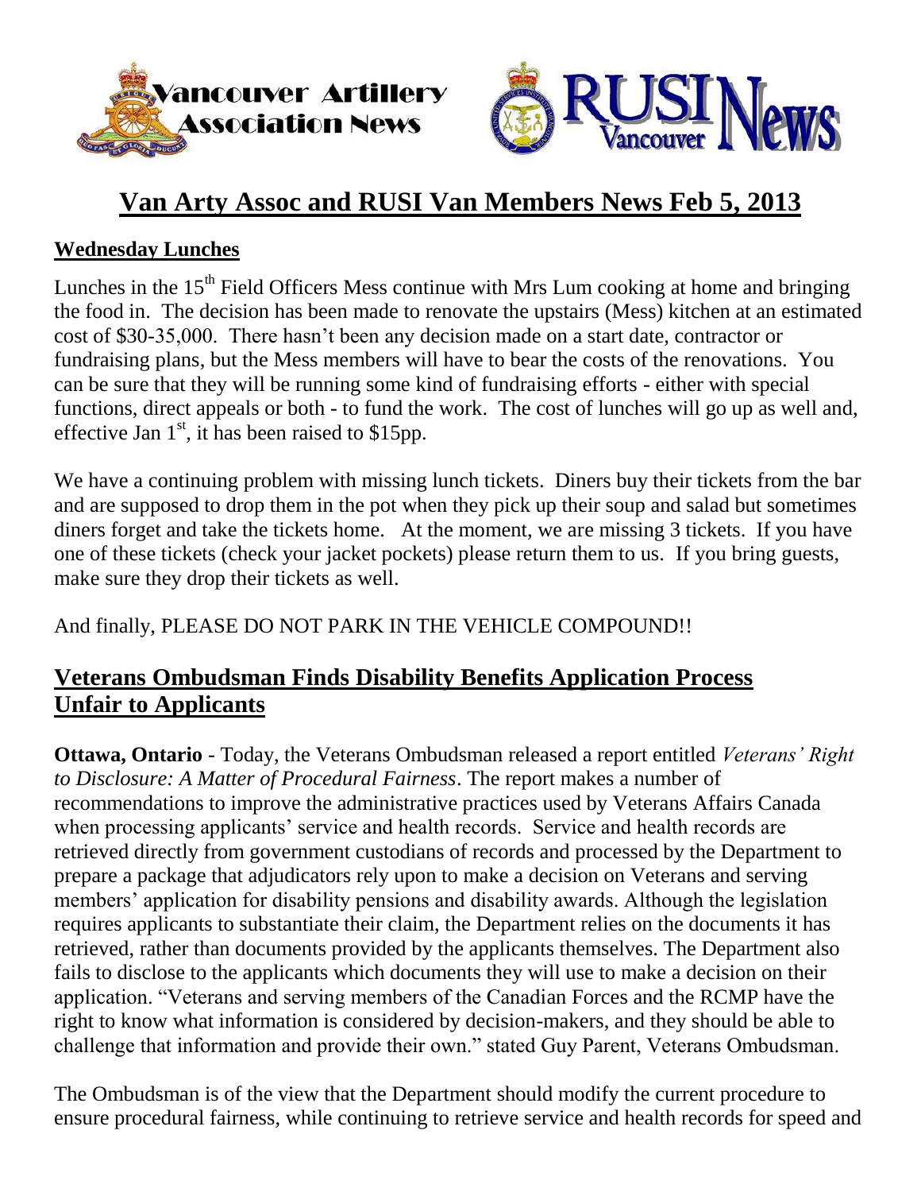# Van Arty Assoc and RUSI Van Members News Feb 5, 2013

## Wednesday Lunches

Lunches in the 15th Field Officers Mess continue with Mrs Lum cooking at home and bringing the food in. The decision has been made to renovate the upstairs (Mess) kitchen at an estimated cost of $30-35,000. There hasn't been any decision made on a start date, contractor or fundraising plans, but the Mess members will have to bear the costs of the renovations. You can be sure that they will be running some kind of fundraising efforts - either with special functions, direct appeals or both - to fund the work. The cost of lunches will go up as well and, effective Jan 1st, it has been raised to $15pp.

We have a continuing problem with missing lunch tickets. Diners buy their tickets from the bar and are supposed to drop them in the pot when they pick up their soup and salad but sometimes diners forget and take the tickets home. At the moment, we are missing 3 tickets. If you have one of these tickets (check your jacket pockets) please return them to us. If you bring guests, make sure they drop their tickets as well.

And finally, PLEASE DO NOT PARK IN THE VEHICLE COMPOUND!!

## Veterans Ombudsman Finds Disability Benefits Application Process Unfair to Applicants

**Ottawa, Ontario** - Today, the Veterans Ombudsman released a report entitled *Veterans' Right to Disclosure: A Matter of Procedural Fairness*. The report makes a number of recommendations to improve the administrative practices used by Veterans Affairs Canada when processing applicants' service and health records. Service and health records are retrieved directly from government custodians of records and processed by the Department to prepare a package that adjudicators rely upon to make a decision on Veterans and serving members' application for disability pensions and disability awards. Although the legislation requires applicants to substantiate their claim, the Department relies on the documents it has retrieved, rather than documents provided by the applicants themselves. The Department also fails to disclose to the applicants which documents they will use to make a decision on their application. "Veterans and serving members of the Canadian Forces and the RCMP have the right to know what information is considered by decision-makers, and they should be able to challenge that information and provide their own." stated Guy Parent, Veterans Ombudsman.

The Ombudsman is of the view that the Department should modify the current procedure to ensure procedural fairness, while continuing to retrieve service and health records for speed and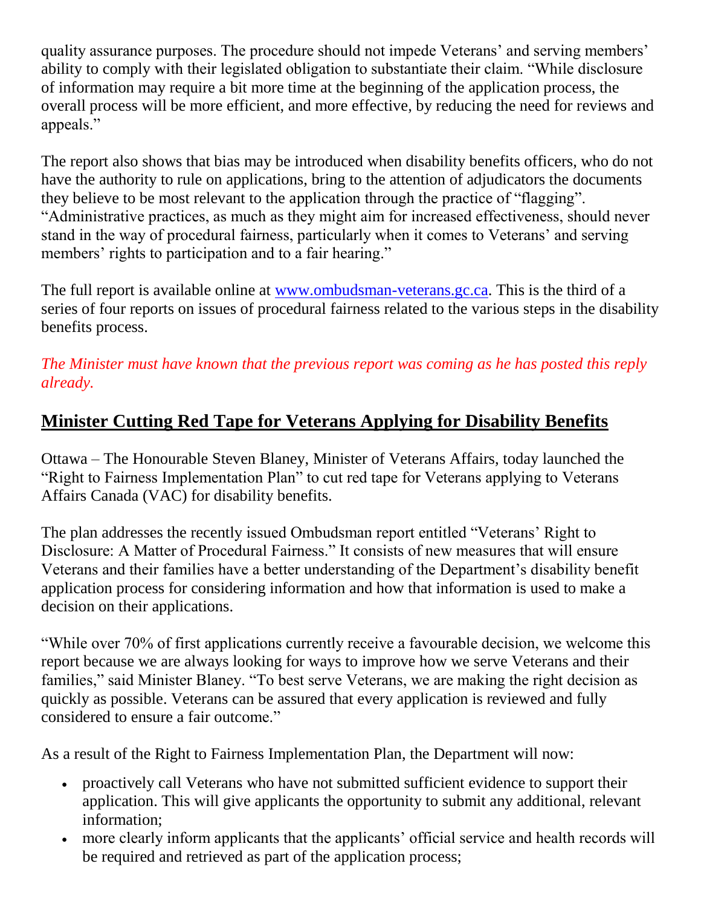quality assurance purposes. The procedure should not impede Veterans' and serving members' ability to comply with their legislated obligation to substantiate their claim. "While disclosure of information may require a bit more time at the beginning of the application process, the overall process will be more efficient, and more effective, by reducing the need for reviews and appeals."

The report also shows that bias may be introduced when disability benefits officers, who do not have the authority to rule on applications, bring to the attention of adjudicators the documents they believe to be most relevant to the application through the practice of "flagging". "Administrative practices, as much as they might aim for increased effectiveness, should never stand in the way of procedural fairness, particularly when it comes to Veterans' and serving members' rights to participation and to a fair hearing."

The full report is available online at [www.ombudsman-veterans.gc.ca](http://www.ombudsman-veterans.gc.ca). This is the third of a series of four reports on issues of procedural fairness related to the various steps in the disability benefits process.

*The Minister must have known that the previous report was coming as he has posted this reply already.*

## Minister Cutting Red Tape for Veterans Applying for Disability Benefits

Ottawa – The Honourable Steven Blaney, Minister of Veterans Affairs, today launched the "Right to Fairness Implementation Plan" to cut red tape for Veterans applying to Veterans Affairs Canada (VAC) for disability benefits.

The plan addresses the recently issued Ombudsman report entitled "Veterans' Right to Disclosure: A Matter of Procedural Fairness." It consists of new measures that will ensure Veterans and their families have a better understanding of the Department's disability benefit application process for considering information and how that information is used to make a decision on their applications.

"While over 70% of first applications currently receive a favourable decision, we welcome this report because we are always looking for ways to improve how we serve Veterans and their families," said Minister Blaney. "To best serve Veterans, we are making the right decision as quickly as possible. Veterans can be assured that every application is reviewed and fully considered to ensure a fair outcome."

As a result of the Right to Fairness Implementation Plan, the Department will now:

- proactively call Veterans who have not submitted sufficient evidence to support their application. This will give applicants the opportunity to submit any additional, relevant information;
- more clearly inform applicants that the applicants' official service and health records will be required and retrieved as part of the application process;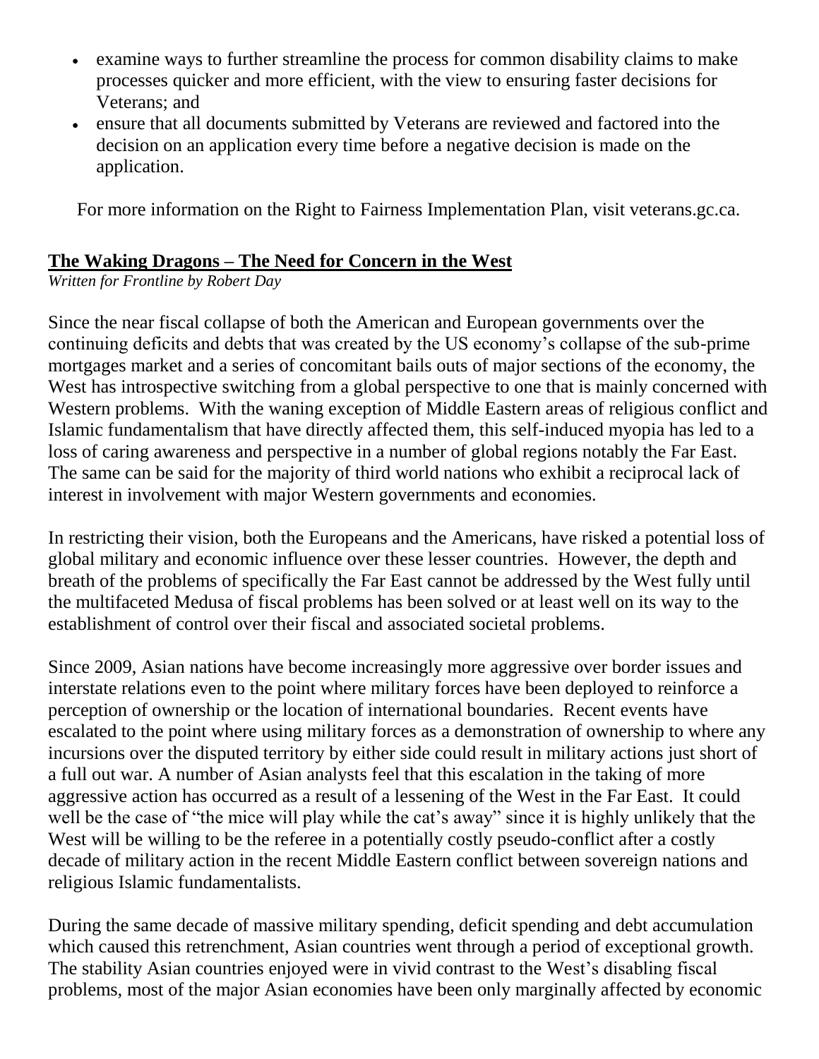- examine ways to further streamline the process for common disability claims to make processes quicker and more efficient, with the view to ensuring faster decisions for Veterans; and
- ensure that all documents submitted by Veterans are reviewed and factored into the decision on an application every time before a negative decision is made on the application.

For more information on the Right to Fairness Implementation Plan, visit veterans.gc.ca.

## The Waking Dragons – The Need for Concern in the West

*Written for Frontline by Robert Day*

Since the near fiscal collapse of both the American and European governments over the continuing deficits and debts that was created by the US economy's collapse of the sub-prime mortgages market and a series of concomitant bails outs of major sections of the economy, the West has introspective switching from a global perspective to one that is mainly concerned with Western problems. With the waning exception of Middle Eastern areas of religious conflict and Islamic fundamentalism that have directly affected them, this self-induced myopia has led to a loss of caring awareness and perspective in a number of global regions notably the Far East. The same can be said for the majority of third world nations who exhibit a reciprocal lack of interest in involvement with major Western governments and economies.

In restricting their vision, both the Europeans and the Americans, have risked a potential loss of global military and economic influence over these lesser countries. However, the depth and breath of the problems of specifically the Far East cannot be addressed by the West fully until the multifaceted Medusa of fiscal problems has been solved or at least well on its way to the establishment of control over their fiscal and associated societal problems.

Since 2009, Asian nations have become increasingly more aggressive over border issues and interstate relations even to the point where military forces have been deployed to reinforce a perception of ownership or the location of international boundaries. Recent events have escalated to the point where using military forces as a demonstration of ownership to where any incursions over the disputed territory by either side could result in military actions just short of a full out war. A number of Asian analysts feel that this escalation in the taking of more aggressive action has occurred as a result of a lessening of the West in the Far East. It could well be the case of "the mice will play while the cat's away" since it is highly unlikely that the West will be willing to be the referee in a potentially costly pseudo-conflict after a costly decade of military action in the recent Middle Eastern conflict between sovereign nations and religious Islamic fundamentalists.

During the same decade of massive military spending, deficit spending and debt accumulation which caused this retrenchment, Asian countries went through a period of exceptional growth. The stability Asian countries enjoyed were in vivid contrast to the West's disabling fiscal problems, most of the major Asian economies have been only marginally affected by economic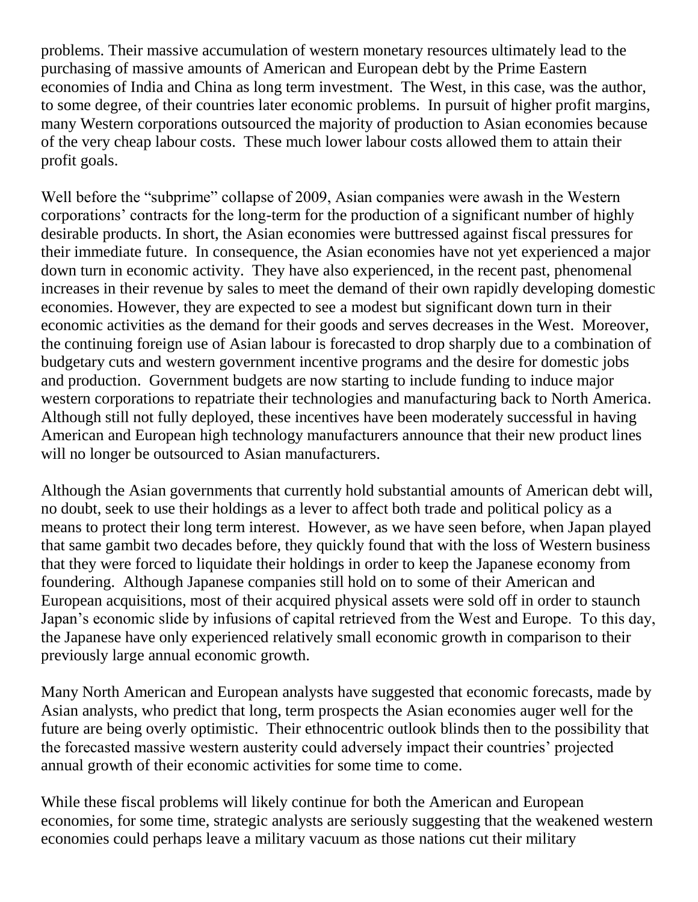problems. Their massive accumulation of western monetary resources ultimately lead to the purchasing of massive amounts of American and European debt by the Prime Eastern economies of India and China as long term investment. The West, in this case, was the author, to some degree, of their countries later economic problems. In pursuit of higher profit margins, many Western corporations outsourced the majority of production to Asian economies because of the very cheap labour costs. These much lower labour costs allowed them to attain their profit goals.

Well before the "subprime" collapse of 2009, Asian companies were awash in the Western corporations' contracts for the long-term for the production of a significant number of highly desirable products. In short, the Asian economies were buttressed against fiscal pressures for their immediate future. In consequence, the Asian economies have not yet experienced a major down turn in economic activity. They have also experienced, in the recent past, phenomenal increases in their revenue by sales to meet the demand of their own rapidly developing domestic economies. However, they are expected to see a modest but significant down turn in their economic activities as the demand for their goods and serves decreases in the West. Moreover, the continuing foreign use of Asian labour is forecasted to drop sharply due to a combination of budgetary cuts and western government incentive programs and the desire for domestic jobs and production. Government budgets are now starting to include funding to induce major western corporations to repatriate their technologies and manufacturing back to North America. Although still not fully deployed, these incentives have been moderately successful in having American and European high technology manufacturers announce that their new product lines will no longer be outsourced to Asian manufacturers.

Although the Asian governments that currently hold substantial amounts of American debt will, no doubt, seek to use their holdings as a lever to affect both trade and political policy as a means to protect their long term interest. However, as we have seen before, when Japan played that same gambit two decades before, they quickly found that with the loss of Western business that they were forced to liquidate their holdings in order to keep the Japanese economy from foundering. Although Japanese companies still hold on to some of their American and European acquisitions, most of their acquired physical assets were sold off in order to staunch Japan's economic slide by infusions of capital retrieved from the West and Europe. To this day, the Japanese have only experienced relatively small economic growth in comparison to their previously large annual economic growth.

Many North American and European analysts have suggested that economic forecasts, made by Asian analysts, who predict that long, term prospects the Asian economies auger well for the future are being overly optimistic. Their ethnocentric outlook blinds then to the possibility that the forecasted massive western austerity could adversely impact their countries' projected annual growth of their economic activities for some time to come.

While these fiscal problems will likely continue for both the American and European economies, for some time, strategic analysts are seriously suggesting that the weakened western economies could perhaps leave a military vacuum as those nations cut their military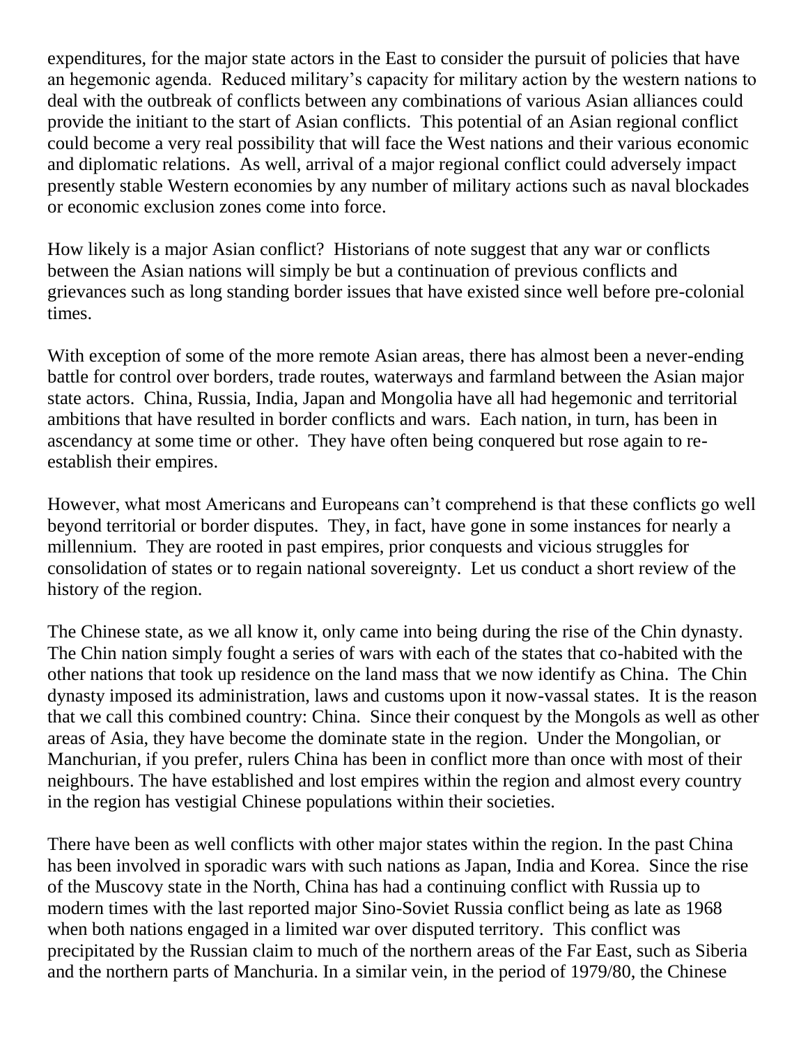expenditures, for the major state actors in the East to consider the pursuit of policies that have an hegemonic agenda. Reduced military's capacity for military action by the western nations to deal with the outbreak of conflicts between any combinations of various Asian alliances could provide the initiant to the start of Asian conflicts. This potential of an Asian regional conflict could become a very real possibility that will face the West nations and their various economic and diplomatic relations. As well, arrival of a major regional conflict could adversely impact presently stable Western economies by any number of military actions such as naval blockades or economic exclusion zones come into force.

How likely is a major Asian conflict? Historians of note suggest that any war or conflicts between the Asian nations will simply be but a continuation of previous conflicts and grievances such as long standing border issues that have existed since well before pre-colonial times.

With exception of some of the more remote Asian areas, there has almost been a never-ending battle for control over borders, trade routes, waterways and farmland between the Asian major state actors. China, Russia, India, Japan and Mongolia have all had hegemonic and territorial ambitions that have resulted in border conflicts and wars. Each nation, in turn, has been in ascendancy at some time or other. They have often being conquered but rose again to re-establish their empires.

However, what most Americans and Europeans can't comprehend is that these conflicts go well beyond territorial or border disputes. They, in fact, have gone in some instances for nearly a millennium. They are rooted in past empires, prior conquests and vicious struggles for consolidation of states or to regain national sovereignty. Let us conduct a short review of the history of the region.

The Chinese state, as we all know it, only came into being during the rise of the Chin dynasty. The Chin nation simply fought a series of wars with each of the states that co-habited with the other nations that took up residence on the land mass that we now identify as China. The Chin dynasty imposed its administration, laws and customs upon it now-vassal states. It is the reason that we call this combined country: China. Since their conquest by the Mongols as well as other areas of Asia, they have become the dominate state in the region. Under the Mongolian, or Manchurian, if you prefer, rulers China has been in conflict more than once with most of their neighbours. The have established and lost empires within the region and almost every country in the region has vestigial Chinese populations within their societies.

There have been as well conflicts with other major states within the region. In the past China has been involved in sporadic wars with such nations as Japan, India and Korea. Since the rise of the Muscovy state in the North, China has had a continuing conflict with Russia up to modern times with the last reported major Sino-Soviet Russia conflict being as late as 1968 when both nations engaged in a limited war over disputed territory. This conflict was precipitated by the Russian claim to much of the northern areas of the Far East, such as Siberia and the northern parts of Manchuria. In a similar vein, in the period of 1979/80, the Chinese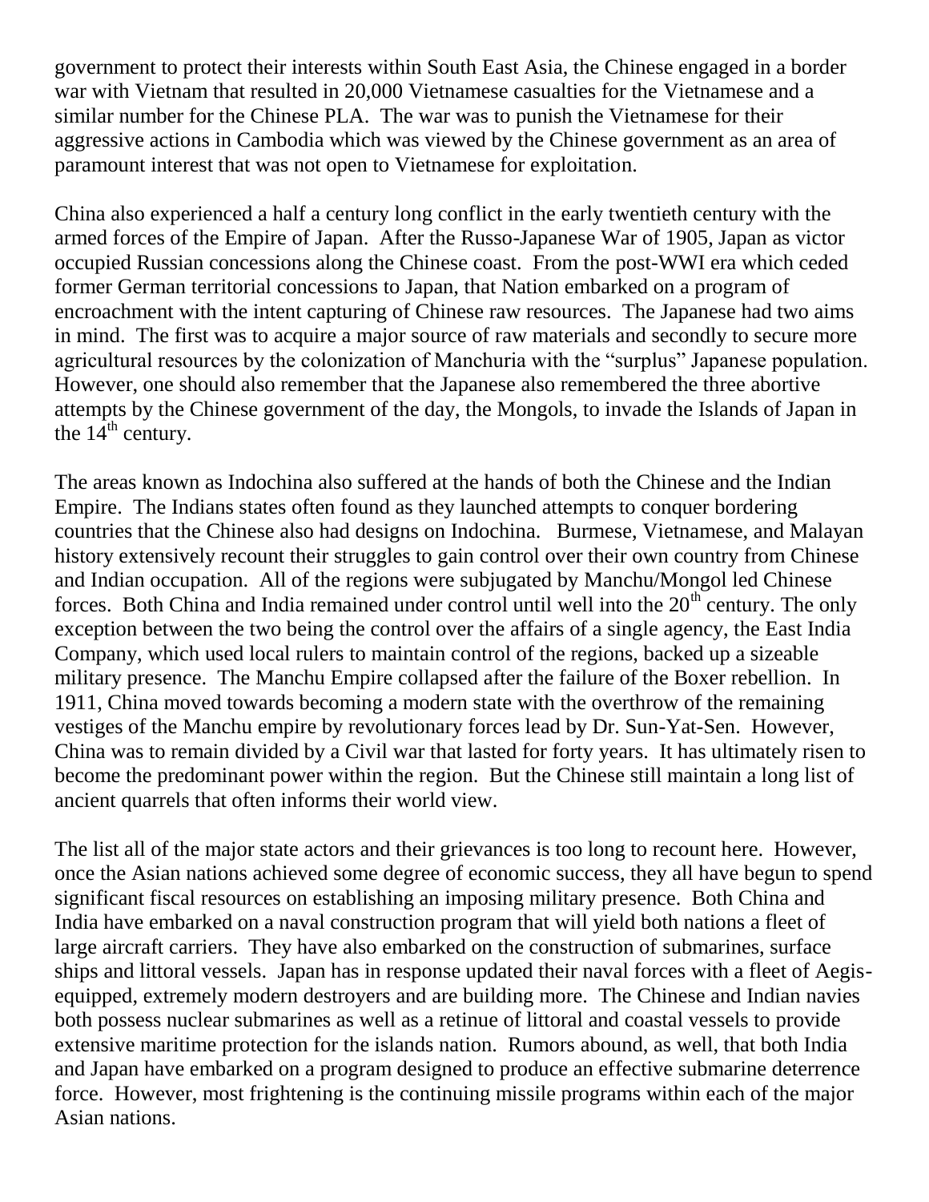government to protect their interests within South East Asia, the Chinese engaged in a border war with Vietnam that resulted in 20,000 Vietnamese casualties for the Vietnamese and a similar number for the Chinese PLA. The war was to punish the Vietnamese for their aggressive actions in Cambodia which was viewed by the Chinese government as an area of paramount interest that was not open to Vietnamese for exploitation.

China also experienced a half a century long conflict in the early twentieth century with the armed forces of the Empire of Japan. After the Russo-Japanese War of 1905, Japan as victor occupied Russian concessions along the Chinese coast. From the post-WWI era which ceded former German territorial concessions to Japan, that Nation embarked on a program of encroachment with the intent capturing of Chinese raw resources. The Japanese had two aims in mind. The first was to acquire a major source of raw materials and secondly to secure more agricultural resources by the colonization of Manchuria with the "surplus" Japanese population. However, one should also remember that the Japanese also remembered the three abortive attempts by the Chinese government of the day, the Mongols, to invade the Islands of Japan in the 14th century.

The areas known as Indochina also suffered at the hands of both the Chinese and the Indian Empire. The Indians states often found as they launched attempts to conquer bordering countries that the Chinese also had designs on Indochina. Burmese, Vietnamese, and Malayan history extensively recount their struggles to gain control over their own country from Chinese and Indian occupation. All of the regions were subjugated by Manchu/Mongol led Chinese forces. Both China and India remained under control until well into the 20th century. The only exception between the two being the control over the affairs of a single agency, the East India Company, which used local rulers to maintain control of the regions, backed up a sizeable military presence. The Manchu Empire collapsed after the failure of the Boxer rebellion. In 1911, China moved towards becoming a modern state with the overthrow of the remaining vestiges of the Manchu empire by revolutionary forces lead by Dr. Sun-Yat-Sen. However, China was to remain divided by a Civil war that lasted for forty years. It has ultimately risen to become the predominant power within the region. But the Chinese still maintain a long list of ancient quarrels that often informs their world view.

The list all of the major state actors and their grievances is too long to recount here. However, once the Asian nations achieved some degree of economic success, they all have begun to spend significant fiscal resources on establishing an imposing military presence. Both China and India have embarked on a naval construction program that will yield both nations a fleet of large aircraft carriers. They have also embarked on the construction of submarines, surface ships and littoral vessels. Japan has in response updated their naval forces with a fleet of Aegis-equipped, extremely modern destroyers and are building more. The Chinese and Indian navies both possess nuclear submarines as well as a retinue of littoral and coastal vessels to provide extensive maritime protection for the islands nation. Rumors abound, as well, that both India and Japan have embarked on a program designed to produce an effective submarine deterrence force. However, most frightening is the continuing missile programs within each of the major Asian nations.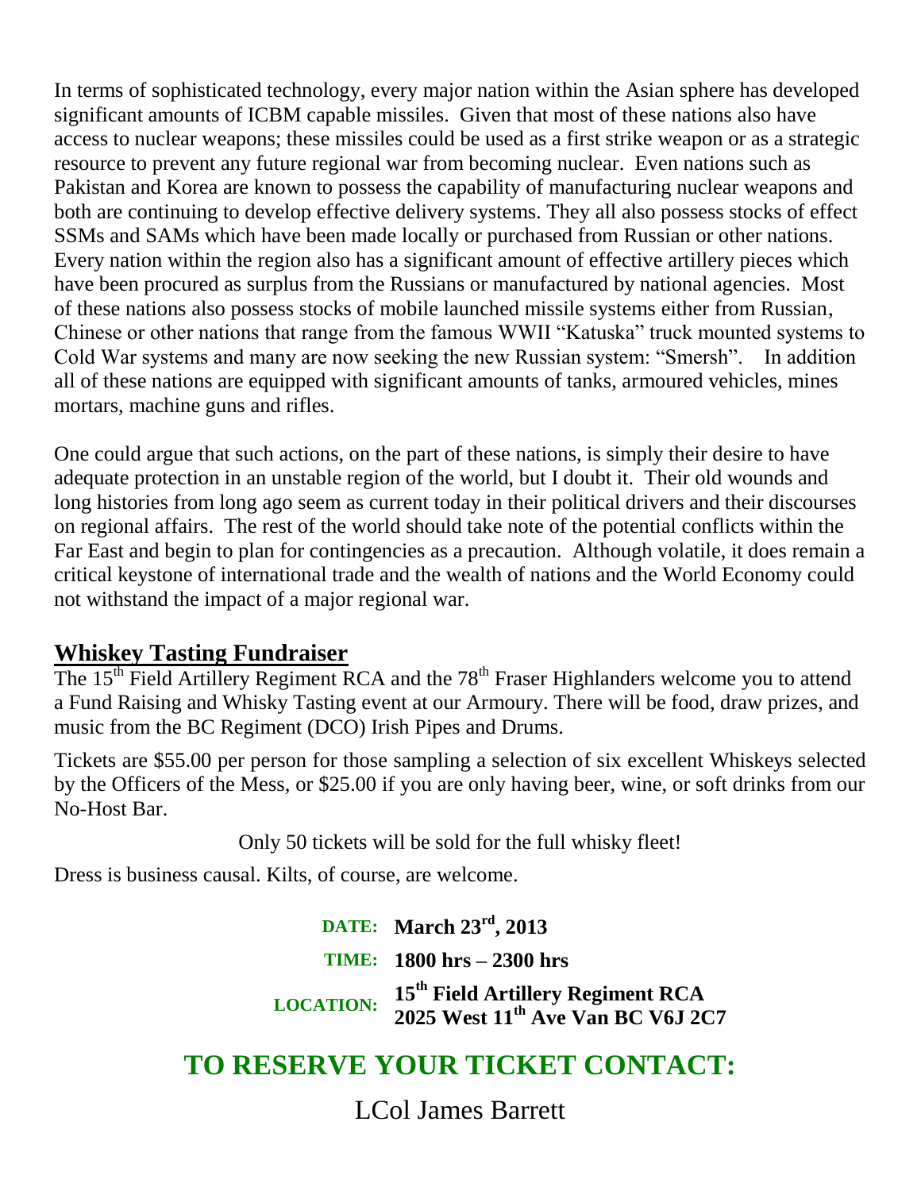In terms of sophisticated technology, every major nation within the Asian sphere has developed significant amounts of ICBM capable missiles. Given that most of these nations also have access to nuclear weapons; these missiles could be used as a first strike weapon or as a strategic resource to prevent any future regional war from becoming nuclear. Even nations such as Pakistan and Korea are known to possess the capability of manufacturing nuclear weapons and both are continuing to develop effective delivery systems. They all also possess stocks of effect SSMs and SAMs which have been made locally or purchased from Russian or other nations. Every nation within the region also has a significant amount of effective artillery pieces which have been procured as surplus from the Russians or manufactured by national agencies. Most of these nations also possess stocks of mobile launched missile systems either from Russian, Chinese or other nations that range from the famous WWII "Katuska" truck mounted systems to Cold War systems and many are now seeking the new Russian system: "Smersh". In addition all of these nations are equipped with significant amounts of tanks, armoured vehicles, mines mortars, machine guns and rifles.

One could argue that such actions, on the part of these nations, is simply their desire to have adequate protection in an unstable region of the world, but I doubt it. Their old wounds and long histories from long ago seem as current today in their political drivers and their discourses on regional affairs. The rest of the world should take note of the potential conflicts within the Far East and begin to plan for contingencies as a precaution. Although volatile, it does remain a critical keystone of international trade and the wealth of nations and the World Economy could not withstand the impact of a major regional war.

## Whiskey Tasting Fundraiser

The 15th Field Artillery Regiment RCA and the 78th Fraser Highlanders welcome you to attend a Fund Raising and Whisky Tasting event at our Armoury. There will be food, draw prizes, and music from the BC Regiment (DCO) Irish Pipes and Drums.

Tickets are $55.00 per person for those sampling a selection of six excellent Whiskeys selected by the Officers of the Mess, or $25.00 if you are only having beer, wine, or soft drinks from our No-Host Bar.

Only 50 tickets will be sold for the full whisky fleet!

Dress is business causal. Kilts, of course, are welcome.

**DATE:** **March 23rd, 2013**

**TIME:** **1800 hrs – 2300 hrs**

**LOCATION:** **15th Field Artillery Regiment RCA**
**2025 West 11th Ave Van BC V6J 2C7**

## TO RESERVE YOUR TICKET CONTACT:

LCol James Barrett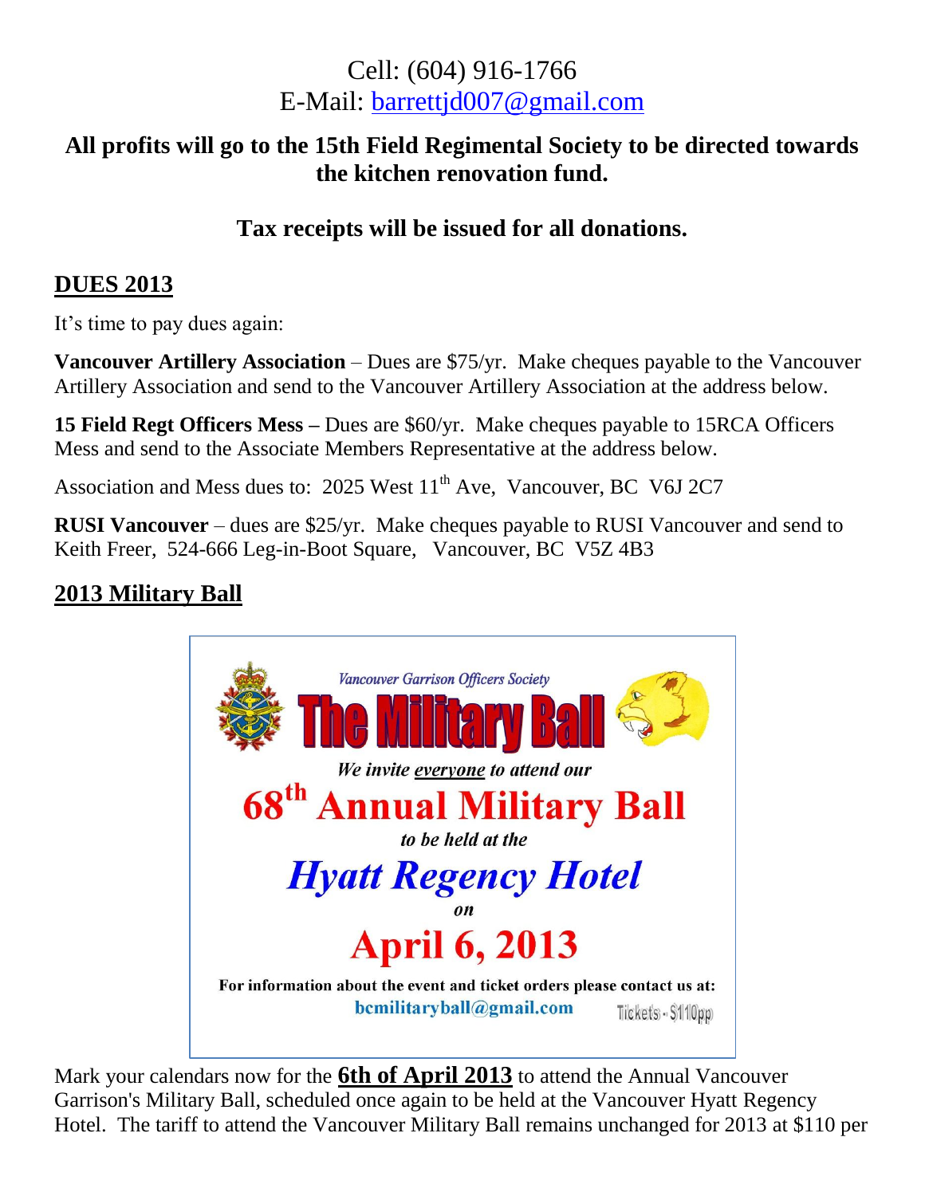Cell: (604) 916-1766
E-Mail: barrettjd007@gmail.com

**All profits will go to the 15th Field Regimental Society to be directed towards the kitchen renovation fund.**

**Tax receipts will be issued for all donations.**

## DUES 2013

It's time to pay dues again:

**Vancouver Artillery Association** – Dues are $75/yr. Make cheques payable to the Vancouver Artillery Association and send to the Vancouver Artillery Association at the address below.

**15 Field Regt Officers Mess –** Dues are $60/yr. Make cheques payable to 15RCA Officers Mess and send to the Associate Members Representative at the address below.

Association and Mess dues to: 2025 West 11th Ave, Vancouver, BC V6J 2C7

**RUSI Vancouver** – dues are $25/yr. Make cheques payable to RUSI Vancouver and send to Keith Freer, 524-666 Leg-in-Boot Square, Vancouver, BC V5Z 4B3

## 2013 Military Ball

*Vancouver Garrison Officers Society*

**The Military Ball**

*We invite everyone to attend our*

**68th Annual Military Ball**

*to be held at the*

***Hyatt Regency Hotel***

*on*

**April 6, 2013**

**For information about the event and ticket orders please contact us at:**
**bcmilitaryball@gmail.com** Tickets - $110pp

Mark your calendars now for the **6th of April 2013** to attend the Annual Vancouver Garrison's Military Ball, scheduled once again to be held at the Vancouver Hyatt Regency Hotel. The tariff to attend the Vancouver Military Ball remains unchanged for 2013 at $110 per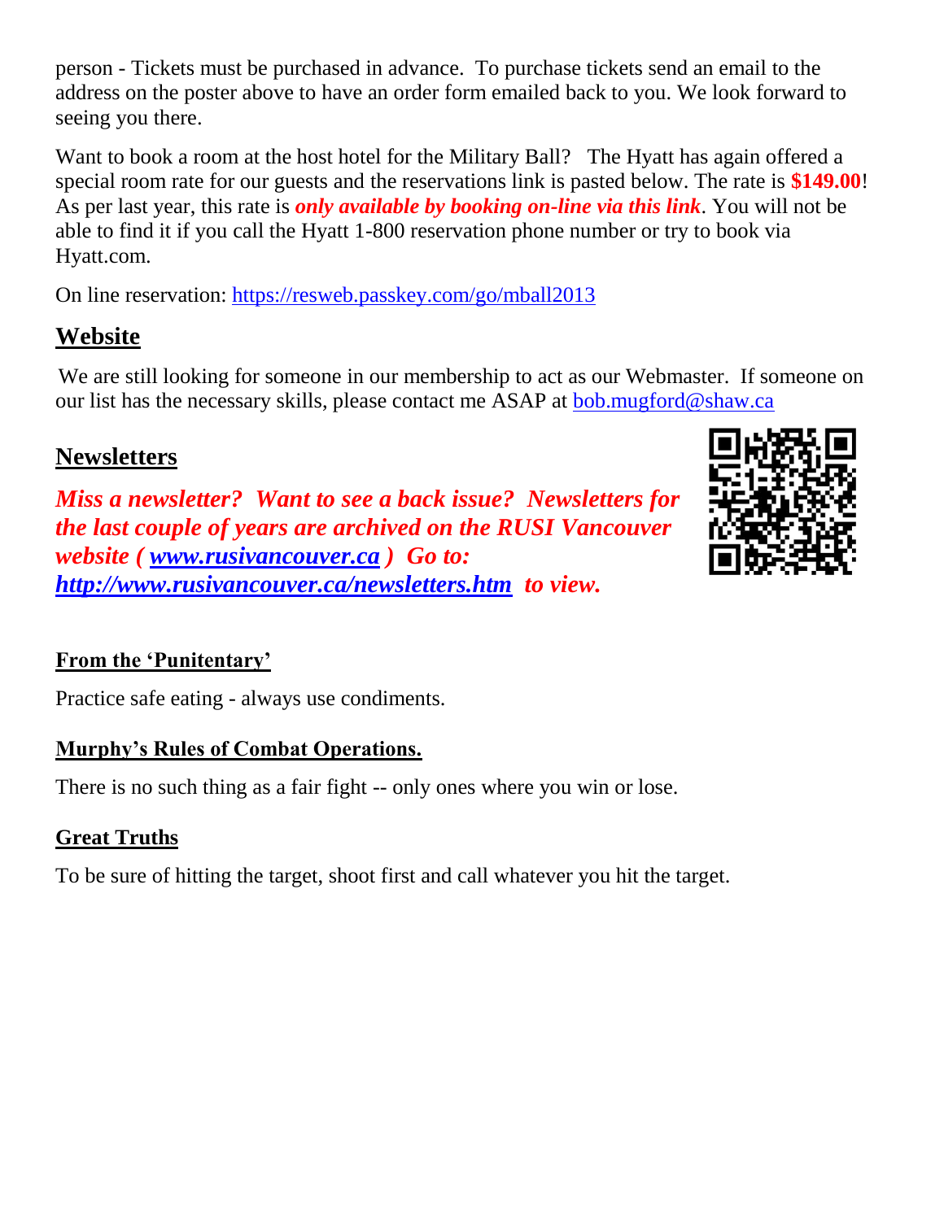person - Tickets must be purchased in advance. To purchase tickets send an email to the address on the poster above to have an order form emailed back to you. We look forward to seeing you there.

Want to book a room at the host hotel for the Military Ball? The Hyatt has again offered a special room rate for our guests and the reservations link is pasted below. The rate is **$149.00**! As per last year, this rate is ***only available by booking on-line via this link***. You will not be able to find it if you call the Hyatt 1-800 reservation phone number or try to book via Hyatt.com.

On line reservation: https://resweb.passkey.com/go/mball2013

## Website

We are still looking for someone in our membership to act as our Webmaster. If someone on our list has the necessary skills, please contact me ASAP at bob.mugford@shaw.ca

## Newsletters

***Miss a newsletter? Want to see a back issue? Newsletters for the last couple of years are archived on the RUSI Vancouver website ( www.rusivancouver.ca ) Go to: http://www.rusivancouver.ca/newsletters.htm to view.***

### From the 'Punitentary'

Practice safe eating - always use condiments.

### Murphy's Rules of Combat Operations.

There is no such thing as a fair fight -- only ones where you win or lose.

### Great Truths

To be sure of hitting the target, shoot first and call whatever you hit the target.